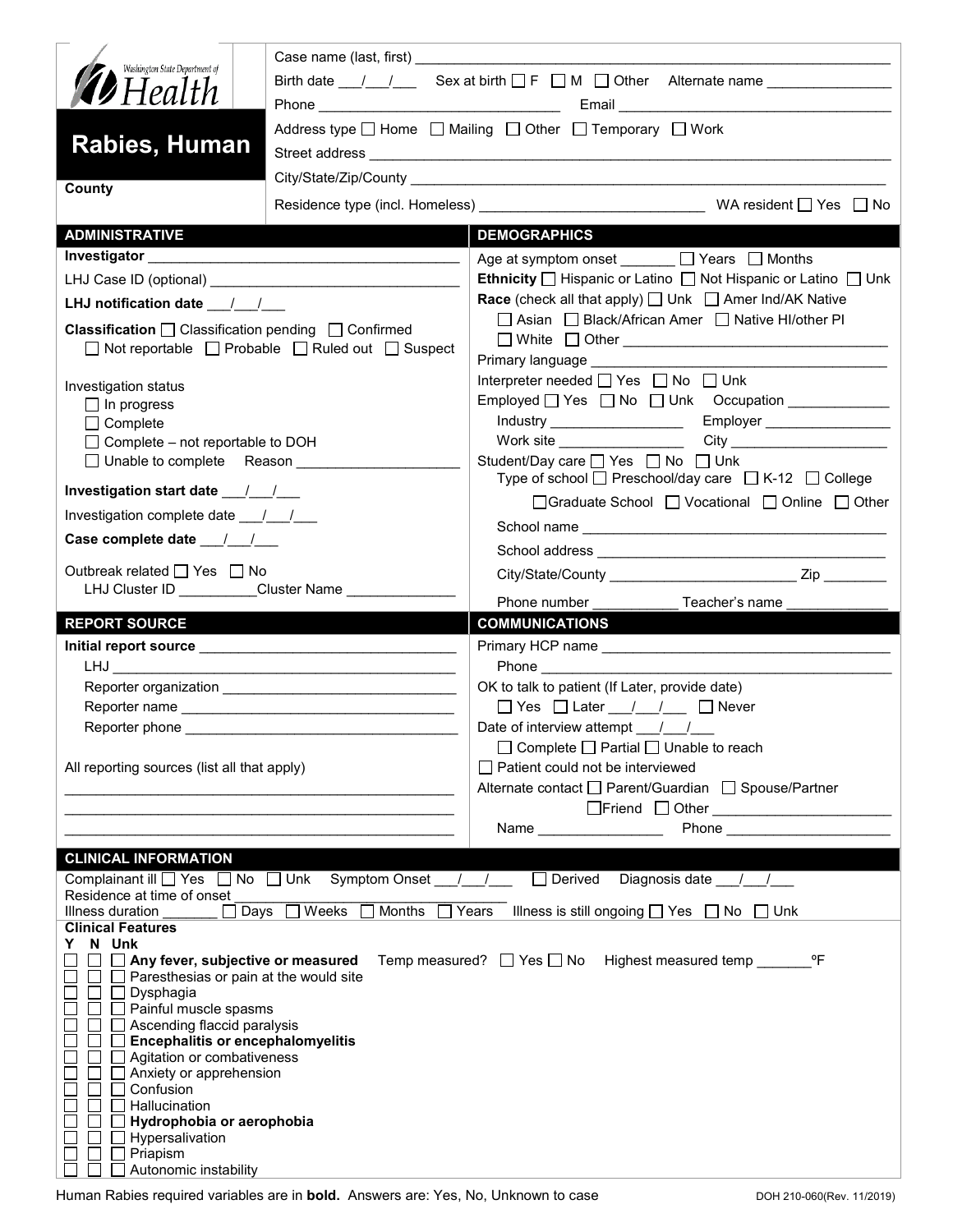Washington State Department of Health

# Rabies, Human

County

Case name (last, first) ____________________

Birth date ___/___/___ Sex at birth ☐ F ☐ M ☐ Other Alternate name ____________

Phone ____________________ Email ____________________

Address type ☐ Home ☐ Mailing ☐ Other ☐ Temporary ☐ Work

Street address ____________________

City/State/Zip/County ____________________

Residence type (incl. Homeless) ____________________ WA resident ☐ Yes ☐ No

## ADMINISTRATIVE

**Investigator** ____________________

LHJ Case ID (optional) ____________________

**LHJ notification date** ___/___/___

**Classification** ☐ Classification pending ☐ Confirmed ☐ Not reportable ☐ Probable ☐ Ruled out ☐ Suspect

Investigation status
- ☐ In progress
- ☐ Complete
- ☐ Complete – not reportable to DOH
- ☐ Unable to complete Reason ____________

**Investigation start date** ___/___/___

Investigation complete date ___/___/___

**Case complete date** ___/___/___

Outbreak related ☐ Yes ☐ No
LHJ Cluster ID __________ Cluster Name ______________

## DEMOGRAPHICS

Age at symptom onset _______ ☐ Years ☐ Months

**Ethnicity** ☐ Hispanic or Latino ☐ Not Hispanic or Latino ☐ Unk

**Race** (check all that apply) ☐ Unk ☐ Amer Ind/AK Native ☐ Asian ☐ Black/African Amer ☐ Native HI/other PI ☐ White ☐ Other ____________

Primary language ____________________

Interpreter needed ☐ Yes ☐ No ☐ Unk

Employed ☐ Yes ☐ No ☐ Unk Occupation ____________

Industry ____________ Employer ____________

Work site ____________ City ____________

Student/Day care ☐ Yes ☐ No ☐ Unk

Type of school ☐ Preschool/day care ☐ K-12 ☐ College ☐ Graduate School ☐ Vocational ☐ Online ☐ Other

School name ____________________

School address ____________________

City/State/County ____________ Zip ________

Phone number ___________ Teacher's name _____________

## REPORT SOURCE

**Initial report source** ____________________

LHJ ____________________

Reporter organization ____________________

Reporter name ____________________

Reporter phone ____________________

All reporting sources (list all that apply)

____________________

____________________

____________________

## COMMUNICATIONS

Primary HCP name ____________________

Phone ____________________

OK to talk to patient (If Later, provide date)
☐ Yes ☐ Later ___/___/___ ☐ Never

Date of interview attempt ___/___/___
☐ Complete ☐ Partial ☐ Unable to reach

☐ Patient could not be interviewed

Alternate contact ☐ Parent/Guardian ☐ Spouse/Partner ☐ Friend ☐ Other ____________

Name ____________ Phone ____________

## CLINICAL INFORMATION

Complainant ill ☐ Yes ☐ No ☐ Unk Symptom Onset ___/___/___ ☐ Derived Diagnosis date ___/___/___

Residence at time of onset ____________________

Illness duration _______ ☐ Days ☐ Weeks ☐ Months ☐ Years Illness is still ongoing ☐ Yes ☐ No ☐ Unk

**Clinical Features**

| Y | N | Unk | |
|---|---|---|---|
| ☐ | ☐ | ☐ | **Any fever, subjective or measured** Temp measured? ☐ Yes ☐ No Highest measured temp _______ºF |
| ☐ | ☐ | ☐ | Paresthesias or pain at the would site |
| ☐ | ☐ | ☐ | Dysphagia |
| ☐ | ☐ | ☐ | Painful muscle spasms |
| ☐ | ☐ | ☐ | Ascending flaccid paralysis |
| ☐ | ☐ | ☐ | **Encephalitis or encephalomyelitis** |
| ☐ | ☐ | ☐ | Agitation or combativeness |
| ☐ | ☐ | ☐ | Anxiety or apprehension |
| ☐ | ☐ | ☐ | Confusion |
| ☐ | ☐ | ☐ | Hallucination |
| ☐ | ☐ | ☐ | **Hydrophobia or aerophobia** |
| ☐ | ☐ | ☐ | Hypersalivation |
| ☐ | ☐ | ☐ | Priapism |
| ☐ | ☐ | ☐ | Autonomic instability |

Human Rabies required variables are in **bold**. Answers are: Yes, No, Unknown to case

DOH 210-060(Rev. 11/2019)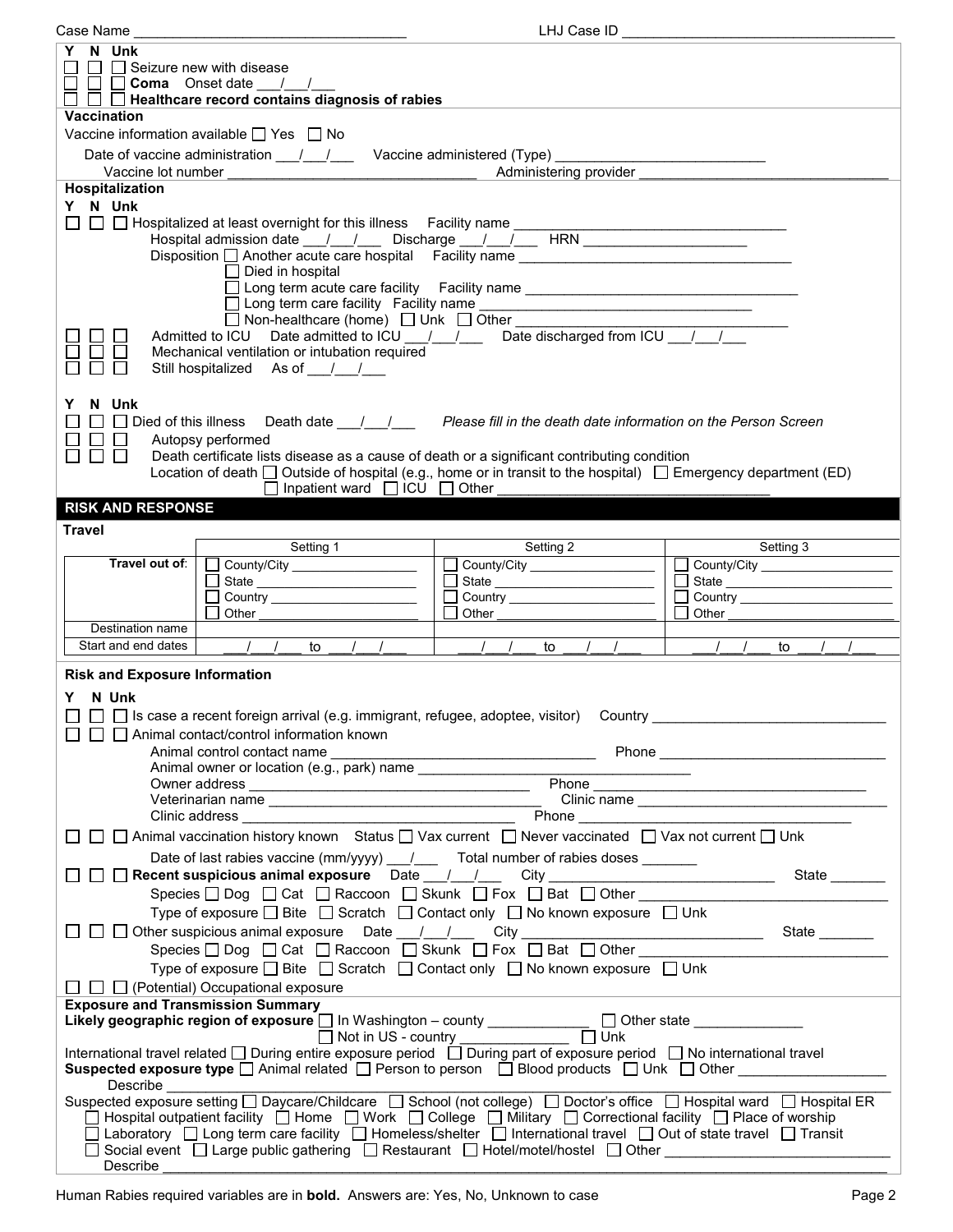Case Name ______________________________ LHJ Case ID ______________________________

**Y N Unk**

☐ ☐ ☐ Seizure new with disease
☐ ☐ ☐ **Coma** Onset date ___/___/___
☐ ☐ ☐ **Healthcare record contains diagnosis of rabies**

**Vaccination**

Vaccine information available ☐ Yes ☐ No

Date of vaccine administration ___/___/___ Vaccine administered (Type) ______________________

Vaccine lot number ______________________ Administering provider ______________________

**Hospitalization**

**Y N Unk**

☐ ☐ ☐ Hospitalized at least overnight for this illness Facility name ______________________

Hospital admission date ___/___/___ Discharge ___/___/___ HRN ______________________

Disposition ☐ Another acute care hospital Facility name ______________________

☐ Died in hospital

☐ Long term acute care facility Facility name ______________________

☐ Long term care facility Facility name ______________________

☐ Non-healthcare (home) ☐ Unk ☐ Other ______________________

☐ ☐ ☐ Admitted to ICU Date admitted to ICU ___/___/___ Date discharged from ICU ___/___/___
☐ ☐ ☐ Mechanical ventilation or intubation required
☐ ☐ ☐ Still hospitalized As of ___/___/___

**Y N Unk**

☐ ☐ ☐ Died of this illness Death date ___/___/___ *Please fill in the death date information on the Person Screen*
☐ ☐ ☐ Autopsy performed
☐ ☐ ☐ Death certificate lists disease as a cause of death or a significant contributing condition

Location of death ☐ Outside of hospital (e.g., home or in transit to the hospital) ☐ Emergency department (ED) ☐ Inpatient ward ☐ ICU ☐ Other ______________________

## RISK AND RESPONSE

**Travel**

| | Setting 1 | Setting 2 | Setting 3 |
|---|---|---|---|
| **Travel out of**: | ☐ County/City ________ ☐ State ________ ☐ Country ________ ☐ Other ________ | ☐ County/City ________ ☐ State ________ ☐ Country ________ ☐ Other ________ | ☐ County/City ________ ☐ State ________ ☐ Country ________ ☐ Other ________ |
| Destination name | | | |
| Start and end dates | ___/___/___ to ___/___/___ | ___/___/___ to ___/___/___ | ___/___/___ to ___/___/___ |

**Risk and Exposure Information**

**Y N Unk**

☐ ☐ ☐ Is case a recent foreign arrival (e.g. immigrant, refugee, adoptee, visitor) Country ______________________
☐ ☐ ☐ Animal contact/control information known

Animal control contact name ______________________ Phone ______________________

Animal owner or location (e.g., park) name ______________________

Owner address ______________________ Phone ______________________

Veterinarian name ______________________ Clinic name ______________________

Clinic address ______________________ Phone ______________________

☐ ☐ ☐ Animal vaccination history known Status ☐ Vax current ☐ Never vaccinated ☐ Vax not current ☐ Unk

Date of last rabies vaccine (mm/yyyy) ___/___ Total number of rabies doses _______

☐ ☐ ☐ **Recent suspicious animal exposure** Date ___/___/___ City ______________________ State _______

Species ☐ Dog ☐ Cat ☐ Raccoon ☐ Skunk ☐ Fox ☐ Bat ☐ Other ______________________

Type of exposure ☐ Bite ☐ Scratch ☐ Contact only ☐ No known exposure ☐ Unk

☐ ☐ ☐ Other suspicious animal exposure Date ___/___/___ City ______________________ State _______

Species ☐ Dog ☐ Cat ☐ Raccoon ☐ Skunk ☐ Fox ☐ Bat ☐ Other ______________________

Type of exposure ☐ Bite ☐ Scratch ☐ Contact only ☐ No known exposure ☐ Unk

☐ ☐ ☐ (Potential) Occupational exposure

**Exposure and Transmission Summary**

**Likely geographic region of exposure** ☐ In Washington – county ____________ ☐ Other state ____________ ☐ Not in US - country ____________ ☐ Unk

International travel related ☐ During entire exposure period ☐ During part of exposure period ☐ No international travel

**Suspected exposure type** ☐ Animal related ☐ Person to person ☐ Blood products ☐ Unk ☐ Other ______________________

Describe ______________________

Suspected exposure setting ☐ Daycare/Childcare ☐ School (not college) ☐ Doctor's office ☐ Hospital ward ☐ Hospital ER ☐ Hospital outpatient facility ☐ Home ☐ Work ☐ College ☐ Military ☐ Correctional facility ☐ Place of worship ☐ Laboratory ☐ Long term care facility ☐ Homeless/shelter ☐ International travel ☐ Out of state travel ☐ Transit ☐ Social event ☐ Large public gathering ☐ Restaurant ☐ Hotel/motel/hostel ☐ Other ______________________

Describe ______________________

Human Rabies required variables are in **bold.** Answers are: Yes, No, Unknown to case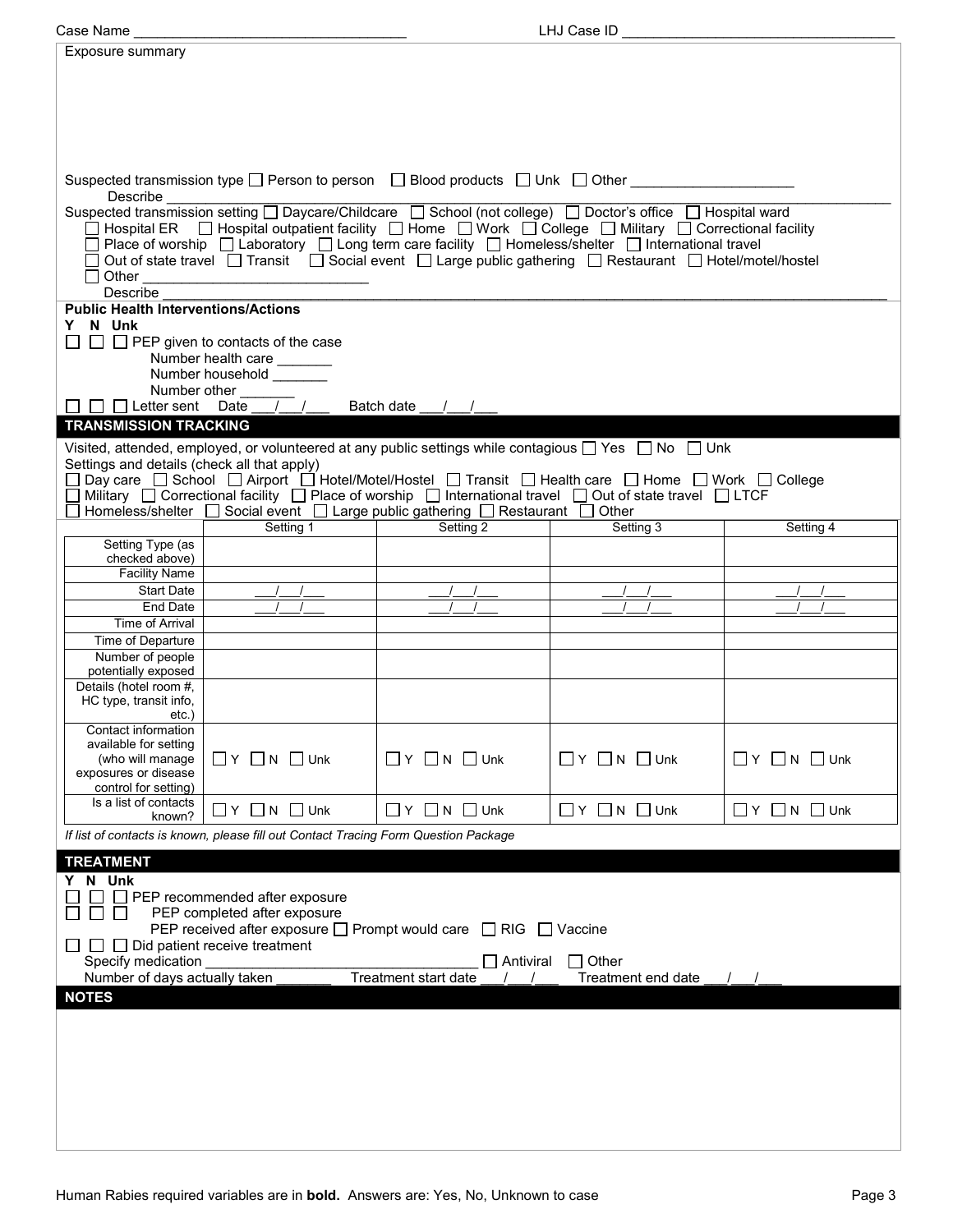Case Name ________________________________ LHJ Case ID ________________________________

Exposure summary

Suspected transmission type ☐ Person to person ☐ Blood products ☐ Unk ☐ Other ____________________

Describe ________________________________________________________________________________

Suspected transmission setting ☐ Daycare/Childcare ☐ School (not college) ☐ Doctor's office ☐ Hospital ward ☐ Hospital ER ☐ Hospital outpatient facility ☐ Home ☐ Work ☐ College ☐ Military ☐ Correctional facility ☐ Place of worship ☐ Laboratory ☐ Long term care facility ☐ Homeless/shelter ☐ International travel ☐ Out of state travel ☐ Transit ☐ Social event ☐ Large public gathering ☐ Restaurant ☐ Hotel/motel/hostel ☐ Other ____________________________

Describe ________________________________________________________________________________

**Public Health Interventions/Actions**

**Y N Unk**

☐ ☐ ☐ PEP given to contacts of the case

Number health care _______

Number household _______

Number other _______

☐ ☐ ☐ Letter sent Date ___/___/___ Batch date ___/___/___

## TRANSMISSION TRACKING

Visited, attended, employed, or volunteered at any public settings while contagious ☐ Yes ☐ No ☐ Unk

Settings and details (check all that apply)

☐ Day care ☐ School ☐ Airport ☐ Hotel/Motel/Hostel ☐ Transit ☐ Health care ☐ Home ☐ Work ☐ College ☐ Military ☐ Correctional facility ☐ Place of worship ☐ International travel ☐ Out of state travel ☐ LTCF ☐ Homeless/shelter ☐ Social event ☐ Large public gathering ☐ Restaurant ☐ Other

| | Setting 1 | Setting 2 | Setting 3 | Setting 4 |
|---|---|---|---|---|
| Setting Type (as checked above) | | | | |
| Facility Name | | | | |
| Start Date | ___/___/___ | ___/___/___ | ___/___/___ | ___/___/___ |
| End Date | ___/___/___ | ___/___/___ | ___/___/___ | ___/___/___ |
| Time of Arrival | | | | |
| Time of Departure | | | | |
| Number of people potentially exposed | | | | |
| Details (hotel room #, HC type, transit info, etc.) | | | | |
| Contact information available for setting (who will manage exposures or disease control for setting) | ☐ Y ☐ N ☐ Unk | ☐ Y ☐ N ☐ Unk | ☐ Y ☐ N ☐ Unk | ☐ Y ☐ N ☐ Unk |
| Is a list of contacts known? | ☐ Y ☐ N ☐ Unk | ☐ Y ☐ N ☐ Unk | ☐ Y ☐ N ☐ Unk | ☐ Y ☐ N ☐ Unk |

*If list of contacts is known, please fill out Contact Tracing Form Question Package*

## TREATMENT

**Y N Unk**

☐ ☐ ☐ PEP recommended after exposure

☐ ☐ ☐ PEP completed after exposure

PEP received after exposure ☐ Prompt would care ☐ RIG ☐ Vaccine

☐ ☐ ☐ Did patient receive treatment

Specify medication ________________________________ ☐ Antiviral ☐ Other

Number of days actually taken _______ Treatment start date ___/___/___ Treatment end date ___/___/___

## NOTES

Human Rabies required variables are in **bold**. Answers are: Yes, No, Unknown to case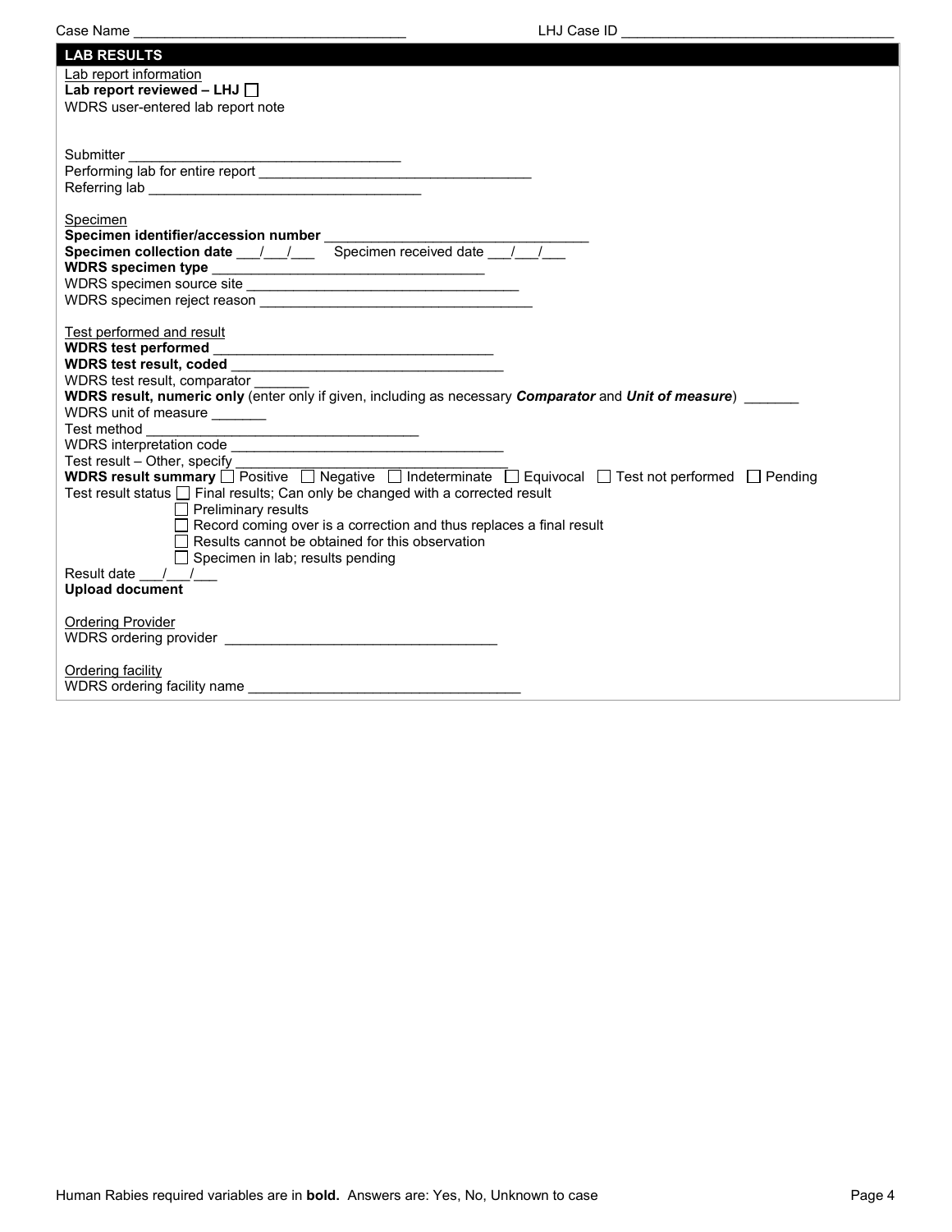Case Name ___________________________________ LHJ Case ID ___________________________________

## LAB RESULTS

Lab report information

**Lab report reviewed – LHJ** ☐

WDRS user-entered lab report note

Submitter ___________________________________

Performing lab for entire report ___________________________________

Referring lab ___________________________________

Specimen

**Specimen identifier/accession number** ___________________________________

**Specimen collection date** ___/___/___ Specimen received date ___/___/___

**WDRS specimen type** ___________________________________

WDRS specimen source site ___________________________________

WDRS specimen reject reason ___________________________________

Test performed and result

**WDRS test performed** ___________________________________

**WDRS test result, coded** ___________________________________

WDRS test result, comparator _______

**WDRS result, numeric only** (enter only if given, including as necessary ***Comparator*** and ***Unit of measure***) _______

WDRS unit of measure _______

Test method ___________________________________

WDRS interpretation code ___________________________________

Test result – Other, specify ___________________________________

**WDRS result summary** ☐ Positive ☐ Negative ☐ Indeterminate ☐ Equivocal ☐ Test not performed ☐ Pending

Test result status ☐ Final results; Can only be changed with a corrected result
- ☐ Preliminary results
- ☐ Record coming over is a correction and thus replaces a final result
- ☐ Results cannot be obtained for this observation
- ☐ Specimen in lab; results pending

Result date ___/___/___

**Upload document**

Ordering Provider

WDRS ordering provider ___________________________________

Ordering facility

WDRS ordering facility name ___________________________________

Human Rabies required variables are in **bold.** Answers are: Yes, No, Unknown to case